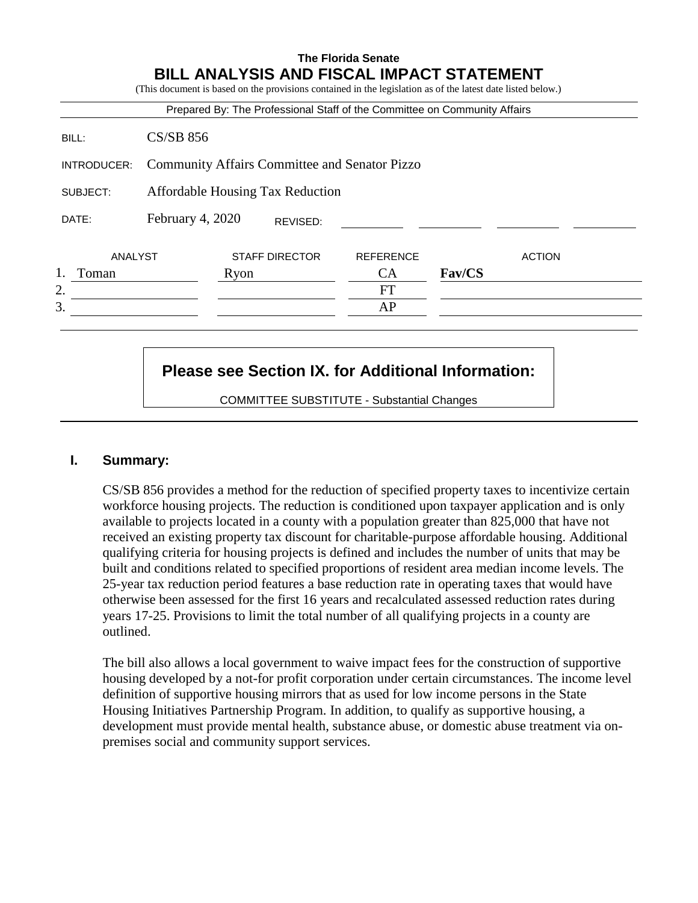**The Florida Senate**

# BILL ANALYSIS AND FISCAL IMPACT STATEMENT

(This document is based on the provisions contained in the legislation as of the latest date listed below.)

Prepared By: The Professional Staff of the Committee on Community Affairs

| | |
|---|---|
| BILL: | CS/SB 856 |
| INTRODUCER: | Community Affairs Committee and Senator Pizzo |
| SUBJECT: | Affordable Housing Tax Reduction |
| DATE: | February 4, 2020 REVISED: |

| | ANALYST | STAFF DIRECTOR | REFERENCE | ACTION |
|---|---|---|---|---|
| 1. | Toman | Ryon | CA | **Fav/CS** |
| 2. | | | FT | |
| 3. | | | AP | |

**Please see Section IX. for Additional Information:**

COMMITTEE SUBSTITUTE - Substantial Changes

## I. Summary:

CS/SB 856 provides a method for the reduction of specified property taxes to incentivize certain workforce housing projects. The reduction is conditioned upon taxpayer application and is only available to projects located in a county with a population greater than 825,000 that have not received an existing property tax discount for charitable-purpose affordable housing. Additional qualifying criteria for housing projects is defined and includes the number of units that may be built and conditions related to specified proportions of resident area median income levels. The 25-year tax reduction period features a base reduction rate in operating taxes that would have otherwise been assessed for the first 16 years and recalculated assessed reduction rates during years 17-25. Provisions to limit the total number of all qualifying projects in a county are outlined.

The bill also allows a local government to waive impact fees for the construction of supportive housing developed by a not-for profit corporation under certain circumstances. The income level definition of supportive housing mirrors that as used for low income persons in the State Housing Initiatives Partnership Program. In addition, to qualify as supportive housing, a development must provide mental health, substance abuse, or domestic abuse treatment via on-premises social and community support services.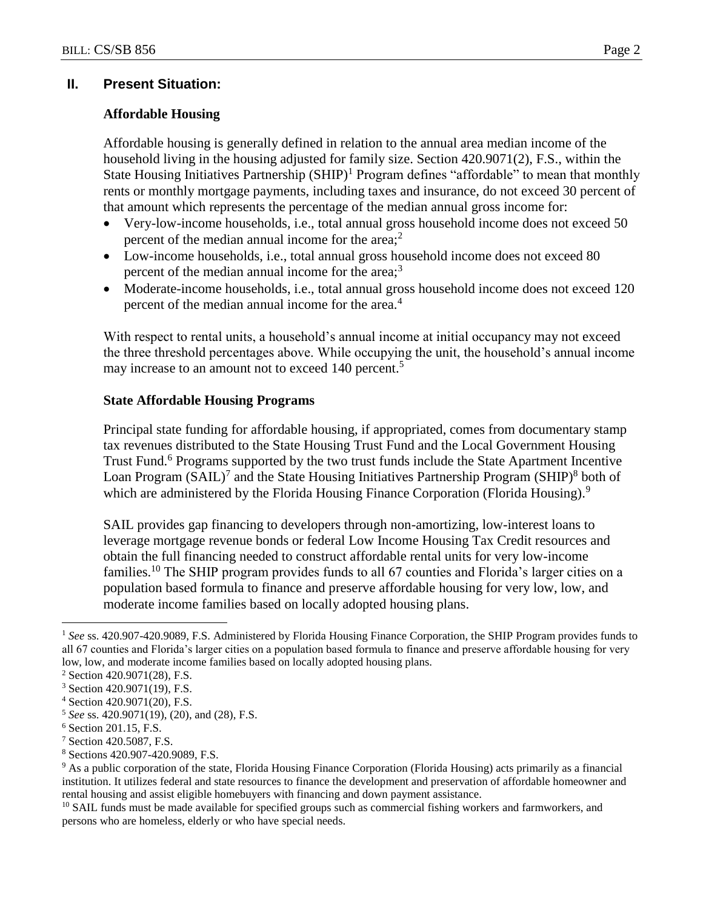## II. Present Situation:

### Affordable Housing

Affordable housing is generally defined in relation to the annual area median income of the household living in the housing adjusted for family size. Section 420.9071(2), F.S., within the State Housing Initiatives Partnership (SHIP)[1] Program defines "affordable" to mean that monthly rents or monthly mortgage payments, including taxes and insurance, do not exceed 30 percent of that amount which represents the percentage of the median annual gross income for:

- Very-low-income households, i.e., total annual gross household income does not exceed 50 percent of the median annual income for the area;[2]
- Low-income households, i.e., total annual gross household income does not exceed 80 percent of the median annual income for the area;[3]
- Moderate-income households, i.e., total annual gross household income does not exceed 120 percent of the median annual income for the area.[4]

With respect to rental units, a household's annual income at initial occupancy may not exceed the three threshold percentages above. While occupying the unit, the household's annual income may increase to an amount not to exceed 140 percent.[5]

### State Affordable Housing Programs

Principal state funding for affordable housing, if appropriated, comes from documentary stamp tax revenues distributed to the State Housing Trust Fund and the Local Government Housing Trust Fund.[6] Programs supported by the two trust funds include the State Apartment Incentive Loan Program (SAIL)[7] and the State Housing Initiatives Partnership Program (SHIP)[8] both of which are administered by the Florida Housing Finance Corporation (Florida Housing).[9]

SAIL provides gap financing to developers through non-amortizing, low-interest loans to leverage mortgage revenue bonds or federal Low Income Housing Tax Credit resources and obtain the full financing needed to construct affordable rental units for very low-income families.[10] The SHIP program provides funds to all 67 counties and Florida's larger cities on a population based formula to finance and preserve affordable housing for very low, low, and moderate income families based on locally adopted housing plans.

---

[1] *See* ss. 420.907-420.9089, F.S. Administered by Florida Housing Finance Corporation, the SHIP Program provides funds to all 67 counties and Florida's larger cities on a population based formula to finance and preserve affordable housing for very low, low, and moderate income families based on locally adopted housing plans.

[2] Section 420.9071(28), F.S.

[3] Section 420.9071(19), F.S.

[4] Section 420.9071(20), F.S.

[5] *See* ss. 420.9071(19), (20), and (28), F.S.

[6] Section 201.15, F.S.

[7] Section 420.5087, F.S.

[8] Sections 420.907-420.9089, F.S.

[9] As a public corporation of the state, Florida Housing Finance Corporation (Florida Housing) acts primarily as a financial institution. It utilizes federal and state resources to finance the development and preservation of affordable homeowner and rental housing and assist eligible homebuyers with financing and down payment assistance.

[10] SAIL funds must be made available for specified groups such as commercial fishing workers and farmworkers, and persons who are homeless, elderly or who have special needs.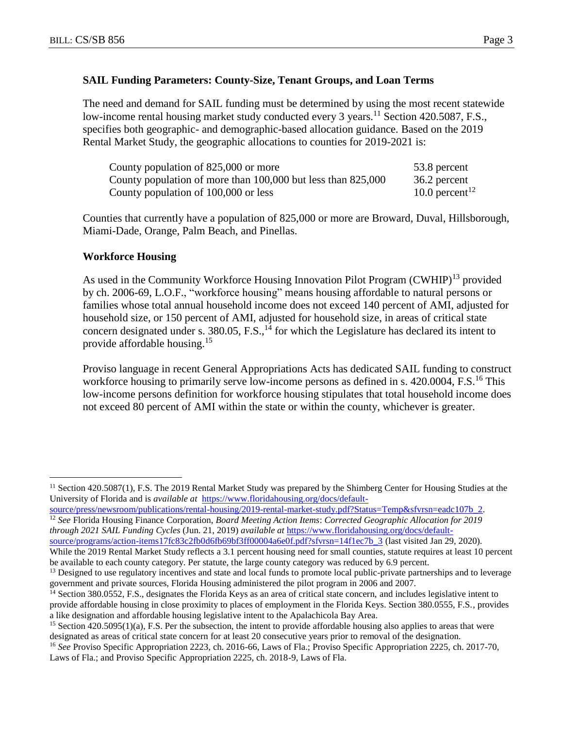### SAIL Funding Parameters: County-Size, Tenant Groups, and Loan Terms

The need and demand for SAIL funding must be determined by using the most recent statewide low-income rental housing market study conducted every 3 years.[11] Section 420.5087, F.S., specifies both geographic- and demographic-based allocation guidance. Based on the 2019 Rental Market Study, the geographic allocations to counties for 2019-2021 is:

| | |
|---|---|
| County population of 825,000 or more | 53.8 percent |
| County population of more than 100,000 but less than 825,000 | 36.2 percent |
| County population of 100,000 or less | 10.0 percent[12] |

Counties that currently have a population of 825,000 or more are Broward, Duval, Hillsborough, Miami-Dade, Orange, Palm Beach, and Pinellas.

### Workforce Housing

As used in the Community Workforce Housing Innovation Pilot Program (CWHIP)[13] provided by ch. 2006-69, L.O.F., "workforce housing" means housing affordable to natural persons or families whose total annual household income does not exceed 140 percent of AMI, adjusted for household size, or 150 percent of AMI, adjusted for household size, in areas of critical state concern designated under s. 380.05, F.S.,[14] for which the Legislature has declared its intent to provide affordable housing.[15]

Proviso language in recent General Appropriations Acts has dedicated SAIL funding to construct workforce housing to primarily serve low-income persons as defined in s. 420.0004, F.S.[16] This low-income persons definition for workforce housing stipulates that total household income does not exceed 80 percent of AMI within the state or within the county, whichever is greater.

---

[11] Section 420.5087(1), F.S. The 2019 Rental Market Study was prepared by the Shimberg Center for Housing Studies at the University of Florida and is *available at* https://www.floridahousing.org/docs/default-source/press/newsroom/publications/rental-housing/2019-rental-market-study.pdf?Status=Temp&sfvrsn=eadc107b_2.

[12] *See* Florida Housing Finance Corporation, *Board Meeting Action Items*: *Corrected Geographic Allocation for 2019 through 2021 SAIL Funding Cycles* (Jun. 21, 2019) *available at* https://www.floridahousing.org/docs/default-source/programs/action-items17fc83c2fb0d6fb69bf3ff00004a6e0f.pdf?sfvrsn=14f1ec7b_3 (last visited Jan 29, 2020). While the 2019 Rental Market Study reflects a 3.1 percent housing need for small counties, statute requires at least 10 percent be available to each county category. Per statute, the large county category was reduced by 6.9 percent.

[13] Designed to use regulatory incentives and state and local funds to promote local public-private partnerships and to leverage government and private sources, Florida Housing administered the pilot program in 2006 and 2007.

[14] Section 380.0552, F.S., designates the Florida Keys as an area of critical state concern, and includes legislative intent to provide affordable housing in close proximity to places of employment in the Florida Keys. Section 380.0555, F.S., provides a like designation and affordable housing legislative intent to the Apalachicola Bay Area.

[15] Section 420.5095(1)(a), F.S. Per the subsection, the intent to provide affordable housing also applies to areas that were designated as areas of critical state concern for at least 20 consecutive years prior to removal of the designation.

[16] *See* Proviso Specific Appropriation 2223, ch. 2016-66, Laws of Fla.; Proviso Specific Appropriation 2225, ch. 2017-70, Laws of Fla.; and Proviso Specific Appropriation 2225, ch. 2018-9, Laws of Fla.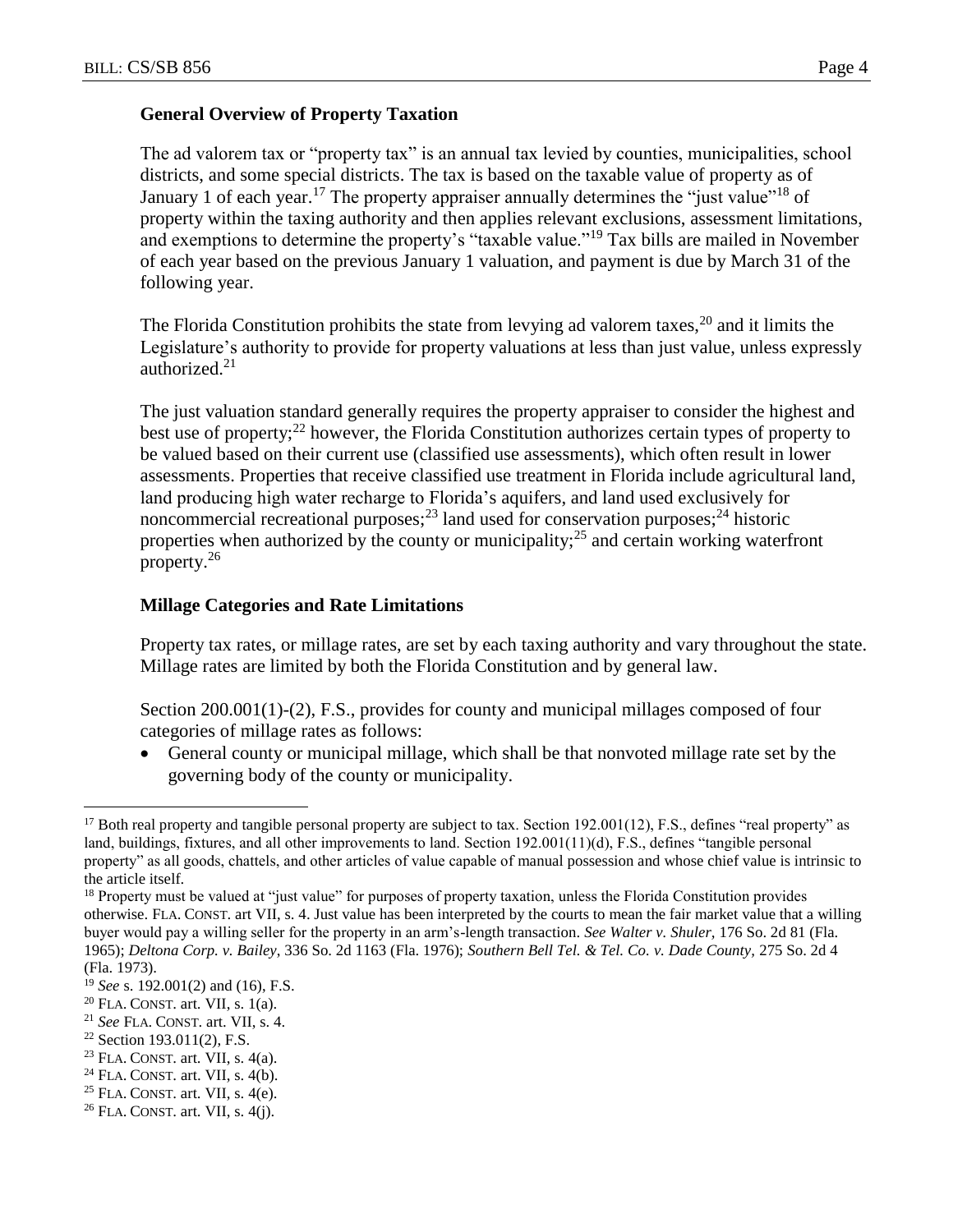### General Overview of Property Taxation

The ad valorem tax or "property tax" is an annual tax levied by counties, municipalities, school districts, and some special districts. The tax is based on the taxable value of property as of January 1 of each year.[17] The property appraiser annually determines the "just value"[18] of property within the taxing authority and then applies relevant exclusions, assessment limitations, and exemptions to determine the property's "taxable value."[19] Tax bills are mailed in November of each year based on the previous January 1 valuation, and payment is due by March 31 of the following year.

The Florida Constitution prohibits the state from levying ad valorem taxes,[20] and it limits the Legislature's authority to provide for property valuations at less than just value, unless expressly authorized.[21]

The just valuation standard generally requires the property appraiser to consider the highest and best use of property;[22] however, the Florida Constitution authorizes certain types of property to be valued based on their current use (classified use assessments), which often result in lower assessments. Properties that receive classified use treatment in Florida include agricultural land, land producing high water recharge to Florida's aquifers, and land used exclusively for noncommercial recreational purposes;[23] land used for conservation purposes;[24] historic properties when authorized by the county or municipality;[25] and certain working waterfront property.[26]

### Millage Categories and Rate Limitations

Property tax rates, or millage rates, are set by each taxing authority and vary throughout the state. Millage rates are limited by both the Florida Constitution and by general law.

Section 200.001(1)-(2), F.S., provides for county and municipal millages composed of four categories of millage rates as follows:

- General county or municipal millage, which shall be that nonvoted millage rate set by the governing body of the county or municipality.

---

[17] Both real property and tangible personal property are subject to tax. Section 192.001(12), F.S., defines "real property" as land, buildings, fixtures, and all other improvements to land. Section 192.001(11)(d), F.S., defines "tangible personal property" as all goods, chattels, and other articles of value capable of manual possession and whose chief value is intrinsic to the article itself.

[18] Property must be valued at "just value" for purposes of property taxation, unless the Florida Constitution provides otherwise. FLA. CONST. art VII, s. 4. Just value has been interpreted by the courts to mean the fair market value that a willing buyer would pay a willing seller for the property in an arm's-length transaction. *See Walter v. Shuler*, 176 So. 2d 81 (Fla. 1965); *Deltona Corp. v. Bailey*, 336 So. 2d 1163 (Fla. 1976); *Southern Bell Tel. & Tel. Co. v. Dade County*, 275 So. 2d 4 (Fla. 1973).

[19] *See* s. 192.001(2) and (16), F.S.

[20] FLA. CONST. art. VII, s. 1(a).

[21] *See* FLA. CONST. art. VII, s. 4.

[22] Section 193.011(2), F.S.

[23] FLA. CONST. art. VII, s. 4(a).

[24] FLA. CONST. art. VII, s. 4(b).

[25] FLA. CONST. art. VII, s. 4(e).

[26] FLA. CONST. art. VII, s. 4(j).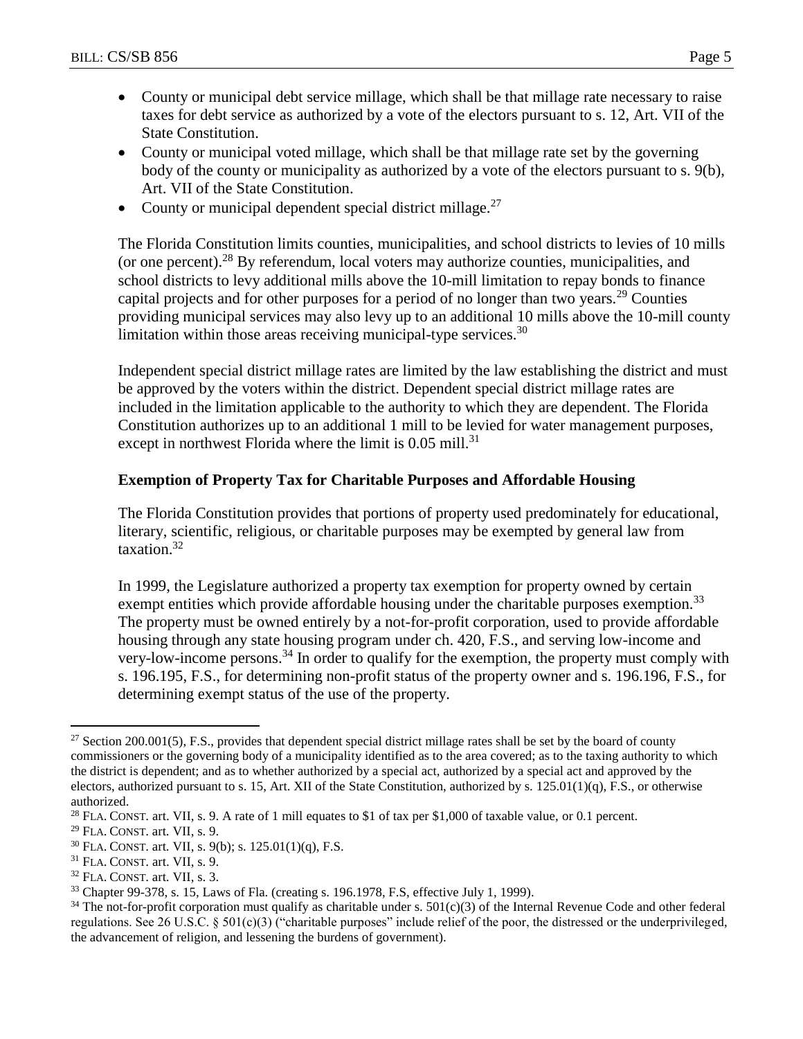- County or municipal debt service millage, which shall be that millage rate necessary to raise taxes for debt service as authorized by a vote of the electors pursuant to s. 12, Art. VII of the State Constitution.
- County or municipal voted millage, which shall be that millage rate set by the governing body of the county or municipality as authorized by a vote of the electors pursuant to s. 9(b), Art. VII of the State Constitution.
- County or municipal dependent special district millage.[27]

The Florida Constitution limits counties, municipalities, and school districts to levies of 10 mills (or one percent).[28] By referendum, local voters may authorize counties, municipalities, and school districts to levy additional mills above the 10-mill limitation to repay bonds to finance capital projects and for other purposes for a period of no longer than two years.[29] Counties providing municipal services may also levy up to an additional 10 mills above the 10-mill county limitation within those areas receiving municipal-type services.[30]

Independent special district millage rates are limited by the law establishing the district and must be approved by the voters within the district. Dependent special district millage rates are included in the limitation applicable to the authority to which they are dependent. The Florida Constitution authorizes up to an additional 1 mill to be levied for water management purposes, except in northwest Florida where the limit is 0.05 mill.[31]

**Exemption of Property Tax for Charitable Purposes and Affordable Housing**

The Florida Constitution provides that portions of property used predominately for educational, literary, scientific, religious, or charitable purposes may be exempted by general law from taxation.[32]

In 1999, the Legislature authorized a property tax exemption for property owned by certain exempt entities which provide affordable housing under the charitable purposes exemption.[33] The property must be owned entirely by a not-for-profit corporation, used to provide affordable housing through any state housing program under ch. 420, F.S., and serving low-income and very-low-income persons.[34] In order to qualify for the exemption, the property must comply with s. 196.195, F.S., for determining non-profit status of the property owner and s. 196.196, F.S., for determining exempt status of the use of the property.

---

[27] Section 200.001(5), F.S., provides that dependent special district millage rates shall be set by the board of county commissioners or the governing body of a municipality identified as to the area covered; as to the taxing authority to which the district is dependent; and as to whether authorized by a special act, authorized by a special act and approved by the electors, authorized pursuant to s. 15, Art. XII of the State Constitution, authorized by s. 125.01(1)(q), F.S., or otherwise authorized.

[28] FLA. CONST. art. VII, s. 9. A rate of 1 mill equates to $1 of tax per $1,000 of taxable value, or 0.1 percent.

[29] FLA. CONST. art. VII, s. 9.

[30] FLA. CONST. art. VII, s. 9(b); s. 125.01(1)(q), F.S.

[31] FLA. CONST. art. VII, s. 9.

[32] FLA. CONST. art. VII, s. 3.

[33] Chapter 99-378, s. 15, Laws of Fla. (creating s. 196.1978, F.S, effective July 1, 1999).

[34] The not-for-profit corporation must qualify as charitable under s. 501(c)(3) of the Internal Revenue Code and other federal regulations. See 26 U.S.C. § 501(c)(3) ("charitable purposes" include relief of the poor, the distressed or the underprivileged, the advancement of religion, and lessening the burdens of government).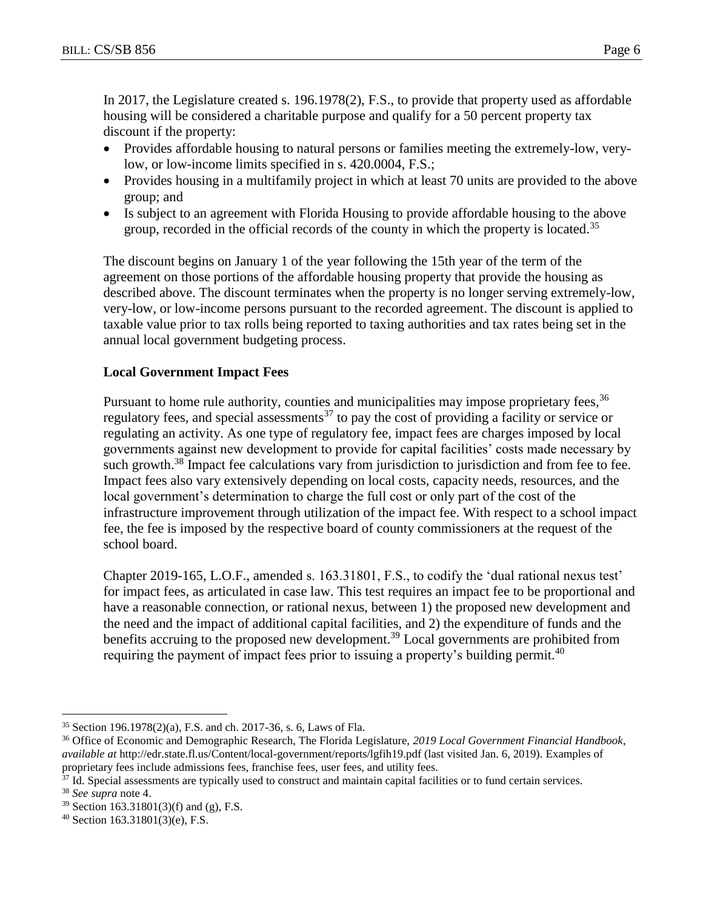In 2017, the Legislature created s. 196.1978(2), F.S., to provide that property used as affordable housing will be considered a charitable purpose and qualify for a 50 percent property tax discount if the property:

- Provides affordable housing to natural persons or families meeting the extremely-low, very-low, or low-income limits specified in s. 420.0004, F.S.;
- Provides housing in a multifamily project in which at least 70 units are provided to the above group; and
- Is subject to an agreement with Florida Housing to provide affordable housing to the above group, recorded in the official records of the county in which the property is located.[35]

The discount begins on January 1 of the year following the 15th year of the term of the agreement on those portions of the affordable housing property that provide the housing as described above. The discount terminates when the property is no longer serving extremely-low, very-low, or low-income persons pursuant to the recorded agreement. The discount is applied to taxable value prior to tax rolls being reported to taxing authorities and tax rates being set in the annual local government budgeting process.

**Local Government Impact Fees**

Pursuant to home rule authority, counties and municipalities may impose proprietary fees,[36] regulatory fees, and special assessments[37] to pay the cost of providing a facility or service or regulating an activity. As one type of regulatory fee, impact fees are charges imposed by local governments against new development to provide for capital facilities' costs made necessary by such growth.[38] Impact fee calculations vary from jurisdiction to jurisdiction and from fee to fee. Impact fees also vary extensively depending on local costs, capacity needs, resources, and the local government's determination to charge the full cost or only part of the cost of the infrastructure improvement through utilization of the impact fee. With respect to a school impact fee, the fee is imposed by the respective board of county commissioners at the request of the school board.

Chapter 2019-165, L.O.F., amended s. 163.31801, F.S., to codify the 'dual rational nexus test' for impact fees, as articulated in case law. This test requires an impact fee to be proportional and have a reasonable connection, or rational nexus, between 1) the proposed new development and the need and the impact of additional capital facilities, and 2) the expenditure of funds and the benefits accruing to the proposed new development.[39] Local governments are prohibited from requiring the payment of impact fees prior to issuing a property's building permit.[40]

---

[35] Section 196.1978(2)(a), F.S. and ch. 2017-36, s. 6, Laws of Fla.

[36] Office of Economic and Demographic Research, The Florida Legislature, *2019 Local Government Financial Handbook*, *available at* http://edr.state.fl.us/Content/local-government/reports/lgfih19.pdf (last visited Jan. 6, 2019). Examples of proprietary fees include admissions fees, franchise fees, user fees, and utility fees.

[37] Id. Special assessments are typically used to construct and maintain capital facilities or to fund certain services.

[38] *See supra* note 4.

[39] Section 163.31801(3)(f) and (g), F.S.

[40] Section 163.31801(3)(e), F.S.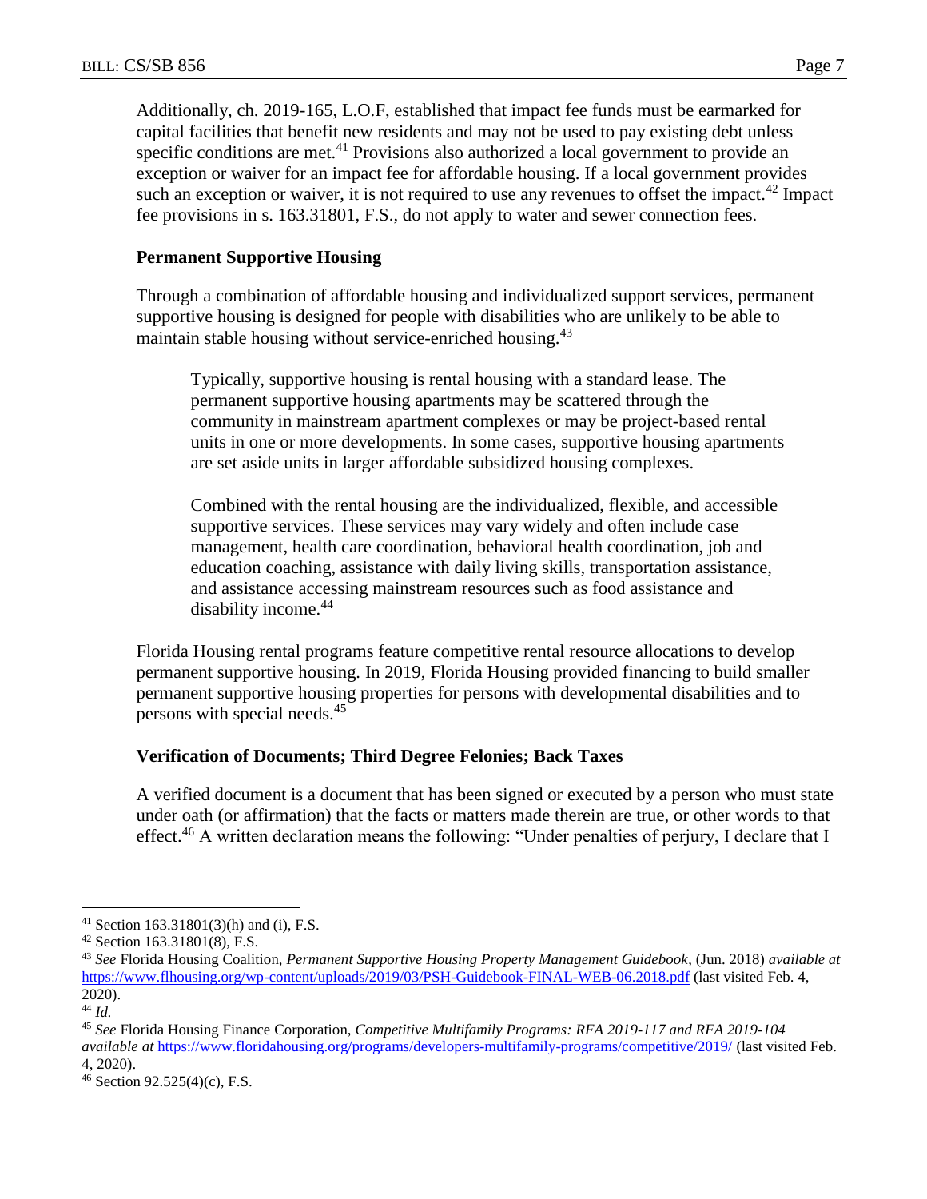Additionally, ch. 2019-165, L.O.F, established that impact fee funds must be earmarked for capital facilities that benefit new residents and may not be used to pay existing debt unless specific conditions are met.[41] Provisions also authorized a local government to provide an exception or waiver for an impact fee for affordable housing. If a local government provides such an exception or waiver, it is not required to use any revenues to offset the impact.[42] Impact fee provisions in s. 163.31801, F.S., do not apply to water and sewer connection fees.

### Permanent Supportive Housing

Through a combination of affordable housing and individualized support services, permanent supportive housing is designed for people with disabilities who are unlikely to be able to maintain stable housing without service-enriched housing.[43]

> Typically, supportive housing is rental housing with a standard lease. The permanent supportive housing apartments may be scattered through the community in mainstream apartment complexes or may be project-based rental units in one or more developments. In some cases, supportive housing apartments are set aside units in larger affordable subsidized housing complexes.
>
> Combined with the rental housing are the individualized, flexible, and accessible supportive services. These services may vary widely and often include case management, health care coordination, behavioral health coordination, job and education coaching, assistance with daily living skills, transportation assistance, and assistance accessing mainstream resources such as food assistance and disability income.[44]

Florida Housing rental programs feature competitive rental resource allocations to develop permanent supportive housing. In 2019, Florida Housing provided financing to build smaller permanent supportive housing properties for persons with developmental disabilities and to persons with special needs.[45]

### Verification of Documents; Third Degree Felonies; Back Taxes

A verified document is a document that has been signed or executed by a person who must state under oath (or affirmation) that the facts or matters made therein are true, or other words to that effect.[46] A written declaration means the following: "Under penalties of perjury, I declare that I

---

[41] Section 163.31801(3)(h) and (i), F.S.

[42] Section 163.31801(8), F.S.

[43] *See* Florida Housing Coalition, *Permanent Supportive Housing Property Management Guidebook*, (Jun. 2018) *available at* https://www.flhousing.org/wp-content/uploads/2019/03/PSH-Guidebook-FINAL-WEB-06.2018.pdf (last visited Feb. 4, 2020).

[44] *Id.*

[45] *See* Florida Housing Finance Corporation, *Competitive Multifamily Programs: RFA 2019-117 and RFA 2019-104 available at* https://www.floridahousing.org/programs/developers-multifamily-programs/competitive/2019/ (last visited Feb. 4, 2020).

[46] Section 92.525(4)(c), F.S.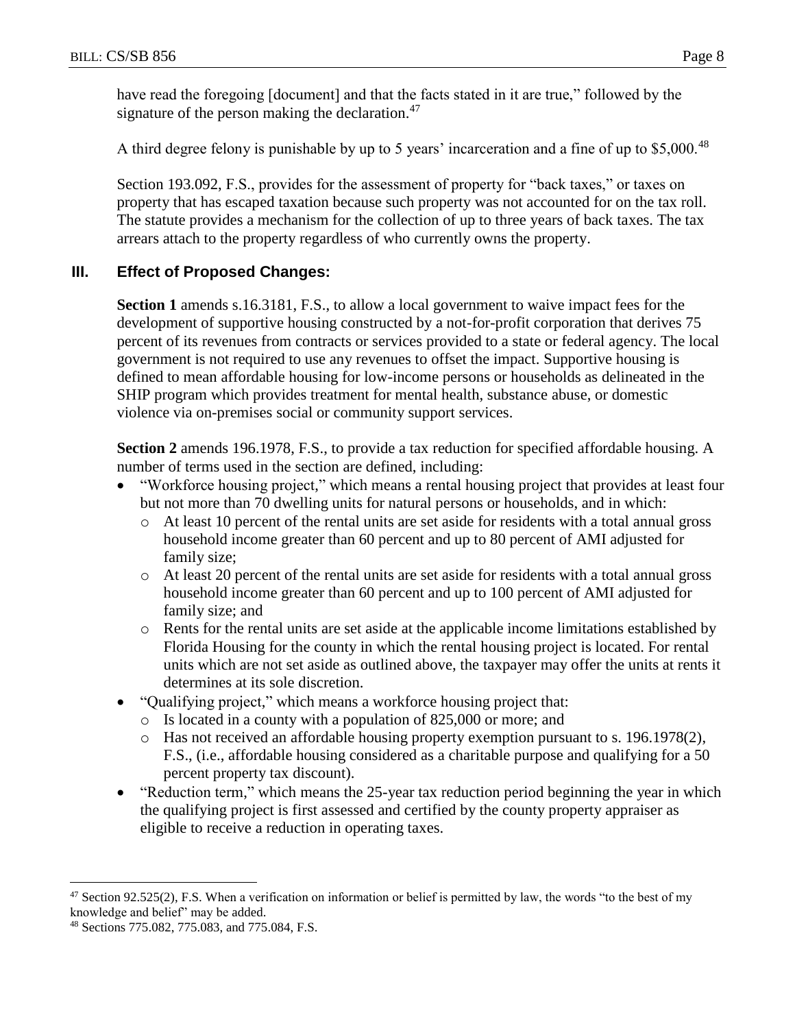have read the foregoing [document] and that the facts stated in it are true," followed by the signature of the person making the declaration.[47]

A third degree felony is punishable by up to 5 years' incarceration and a fine of up to $5,000.[48]

Section 193.092, F.S., provides for the assessment of property for "back taxes," or taxes on property that has escaped taxation because such property was not accounted for on the tax roll. The statute provides a mechanism for the collection of up to three years of back taxes. The tax arrears attach to the property regardless of who currently owns the property.

## III. Effect of Proposed Changes:

**Section 1** amends s.16.3181, F.S., to allow a local government to waive impact fees for the development of supportive housing constructed by a not-for-profit corporation that derives 75 percent of its revenues from contracts or services provided to a state or federal agency. The local government is not required to use any revenues to offset the impact. Supportive housing is defined to mean affordable housing for low-income persons or households as delineated in the SHIP program which provides treatment for mental health, substance abuse, or domestic violence via on-premises social or community support services.

**Section 2** amends 196.1978, F.S., to provide a tax reduction for specified affordable housing. A number of terms used in the section are defined, including:

- "Workforce housing project," which means a rental housing project that provides at least four but not more than 70 dwelling units for natural persons or households, and in which:
  - At least 10 percent of the rental units are set aside for residents with a total annual gross household income greater than 60 percent and up to 80 percent of AMI adjusted for family size;
  - At least 20 percent of the rental units are set aside for residents with a total annual gross household income greater than 60 percent and up to 100 percent of AMI adjusted for family size; and
  - Rents for the rental units are set aside at the applicable income limitations established by Florida Housing for the county in which the rental housing project is located. For rental units which are not set aside as outlined above, the taxpayer may offer the units at rents it determines at its sole discretion.
- "Qualifying project," which means a workforce housing project that:
  - Is located in a county with a population of 825,000 or more; and
  - Has not received an affordable housing property exemption pursuant to s. 196.1978(2), F.S., (i.e., affordable housing considered as a charitable purpose and qualifying for a 50 percent property tax discount).
- "Reduction term," which means the 25-year tax reduction period beginning the year in which the qualifying project is first assessed and certified by the county property appraiser as eligible to receive a reduction in operating taxes.

---

[47] Section 92.525(2), F.S. When a verification on information or belief is permitted by law, the words "to the best of my knowledge and belief" may be added.

[48] Sections 775.082, 775.083, and 775.084, F.S.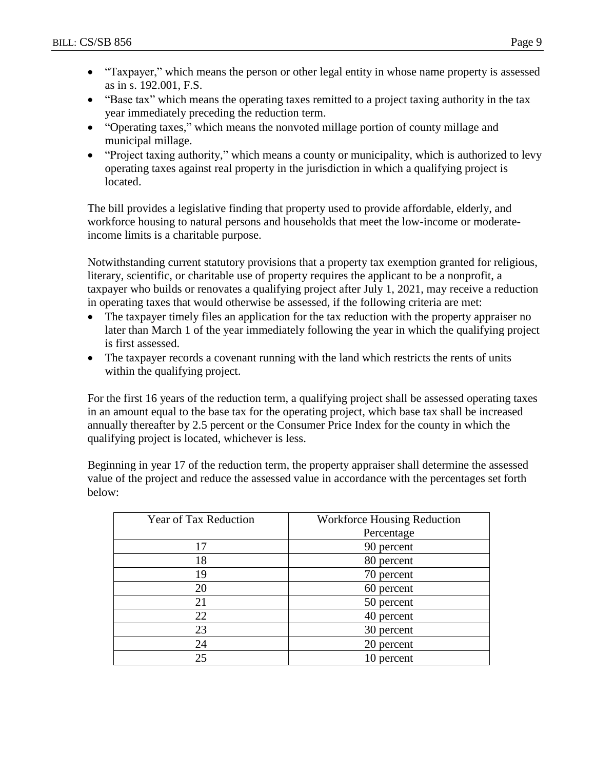- "Taxpayer," which means the person or other legal entity in whose name property is assessed as in s. 192.001, F.S.
- "Base tax" which means the operating taxes remitted to a project taxing authority in the tax year immediately preceding the reduction term.
- "Operating taxes," which means the nonvoted millage portion of county millage and municipal millage.
- "Project taxing authority," which means a county or municipality, which is authorized to levy operating taxes against real property in the jurisdiction in which a qualifying project is located.

The bill provides a legislative finding that property used to provide affordable, elderly, and workforce housing to natural persons and households that meet the low-income or moderate-income limits is a charitable purpose.

Notwithstanding current statutory provisions that a property tax exemption granted for religious, literary, scientific, or charitable use of property requires the applicant to be a nonprofit, a taxpayer who builds or renovates a qualifying project after July 1, 2021, may receive a reduction in operating taxes that would otherwise be assessed, if the following criteria are met:

- The taxpayer timely files an application for the tax reduction with the property appraiser no later than March 1 of the year immediately following the year in which the qualifying project is first assessed.
- The taxpayer records a covenant running with the land which restricts the rents of units within the qualifying project.

For the first 16 years of the reduction term, a qualifying project shall be assessed operating taxes in an amount equal to the base tax for the operating project, which base tax shall be increased annually thereafter by 2.5 percent or the Consumer Price Index for the county in which the qualifying project is located, whichever is less.

Beginning in year 17 of the reduction term, the property appraiser shall determine the assessed value of the project and reduce the assessed value in accordance with the percentages set forth below:

| Year of Tax Reduction | Workforce Housing Reduction Percentage |
|---|---|
| 17 | 90 percent |
| 18 | 80 percent |
| 19 | 70 percent |
| 20 | 60 percent |
| 21 | 50 percent |
| 22 | 40 percent |
| 23 | 30 percent |
| 24 | 20 percent |
| 25 | 10 percent |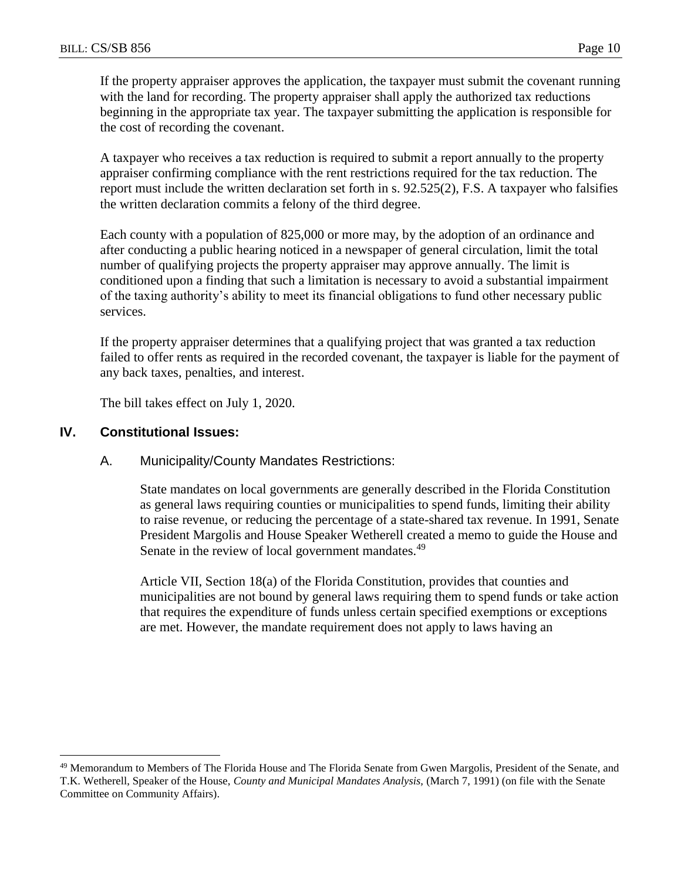If the property appraiser approves the application, the taxpayer must submit the covenant running with the land for recording. The property appraiser shall apply the authorized tax reductions beginning in the appropriate tax year. The taxpayer submitting the application is responsible for the cost of recording the covenant.

A taxpayer who receives a tax reduction is required to submit a report annually to the property appraiser confirming compliance with the rent restrictions required for the tax reduction. The report must include the written declaration set forth in s. 92.525(2), F.S. A taxpayer who falsifies the written declaration commits a felony of the third degree.

Each county with a population of 825,000 or more may, by the adoption of an ordinance and after conducting a public hearing noticed in a newspaper of general circulation, limit the total number of qualifying projects the property appraiser may approve annually. The limit is conditioned upon a finding that such a limitation is necessary to avoid a substantial impairment of the taxing authority's ability to meet its financial obligations to fund other necessary public services.

If the property appraiser determines that a qualifying project that was granted a tax reduction failed to offer rents as required in the recorded covenant, the taxpayer is liable for the payment of any back taxes, penalties, and interest.

The bill takes effect on July 1, 2020.

## IV. Constitutional Issues:

### A. Municipality/County Mandates Restrictions:

State mandates on local governments are generally described in the Florida Constitution as general laws requiring counties or municipalities to spend funds, limiting their ability to raise revenue, or reducing the percentage of a state-shared tax revenue. In 1991, Senate President Margolis and House Speaker Wetherell created a memo to guide the House and Senate in the review of local government mandates.[49]

Article VII, Section 18(a) of the Florida Constitution, provides that counties and municipalities are not bound by general laws requiring them to spend funds or take action that requires the expenditure of funds unless certain specified exemptions or exceptions are met. However, the mandate requirement does not apply to laws having an

[49] Memorandum to Members of The Florida House and The Florida Senate from Gwen Margolis, President of the Senate, and T.K. Wetherell, Speaker of the House, *County and Municipal Mandates Analysis,* (March 7, 1991) (on file with the Senate Committee on Community Affairs).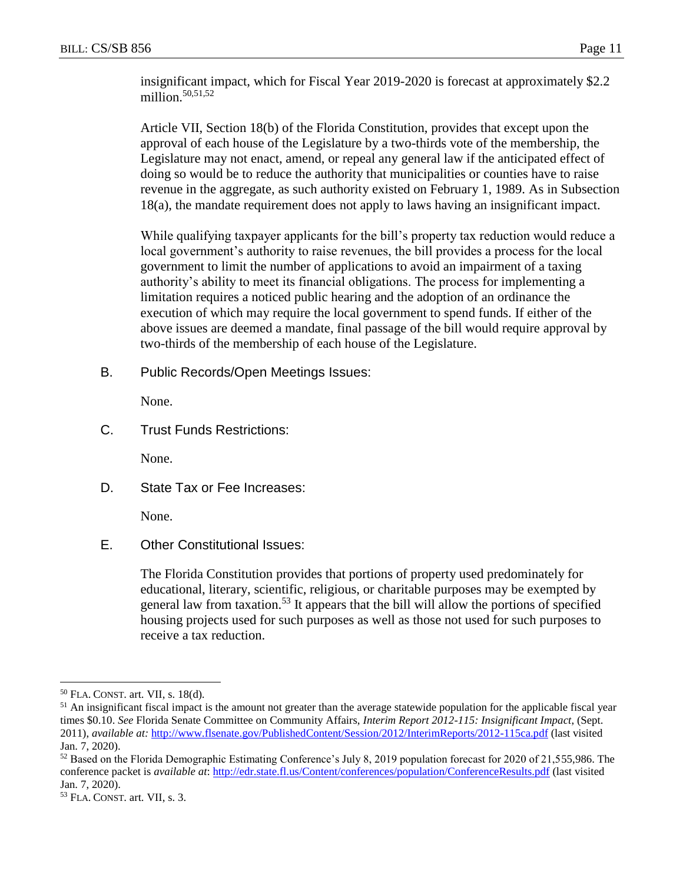insignificant impact, which for Fiscal Year 2019-2020 is forecast at approximately $2.2 million.[50,51,52]

Article VII, Section 18(b) of the Florida Constitution, provides that except upon the approval of each house of the Legislature by a two-thirds vote of the membership, the Legislature may not enact, amend, or repeal any general law if the anticipated effect of doing so would be to reduce the authority that municipalities or counties have to raise revenue in the aggregate, as such authority existed on February 1, 1989. As in Subsection 18(a), the mandate requirement does not apply to laws having an insignificant impact.

While qualifying taxpayer applicants for the bill's property tax reduction would reduce a local government's authority to raise revenues, the bill provides a process for the local government to limit the number of applications to avoid an impairment of a taxing authority's ability to meet its financial obligations. The process for implementing a limitation requires a noticed public hearing and the adoption of an ordinance the execution of which may require the local government to spend funds. If either of the above issues are deemed a mandate, final passage of the bill would require approval by two-thirds of the membership of each house of the Legislature.

B. Public Records/Open Meetings Issues:

None.

C. Trust Funds Restrictions:

None.

D. State Tax or Fee Increases:

None.

E. Other Constitutional Issues:

The Florida Constitution provides that portions of property used predominately for educational, literary, scientific, religious, or charitable purposes may be exempted by general law from taxation.[53] It appears that the bill will allow the portions of specified housing projects used for such purposes as well as those not used for such purposes to receive a tax reduction.

---

[50] FLA. CONST. art. VII, s. 18(d).

[51] An insignificant fiscal impact is the amount not greater than the average statewide population for the applicable fiscal year times $0.10. *See* Florida Senate Committee on Community Affairs, *Interim Report 2012-115: Insignificant Impact*, (Sept. 2011), *available at:* http://www.flsenate.gov/PublishedContent/Session/2012/InterimReports/2012-115ca.pdf (last visited Jan. 7, 2020).

[52] Based on the Florida Demographic Estimating Conference's July 8, 2019 population forecast for 2020 of 21,555,986. The conference packet is *available at*: http://edr.state.fl.us/Content/conferences/population/ConferenceResults.pdf (last visited Jan. 7, 2020).

[53] FLA. CONST. art. VII, s. 3.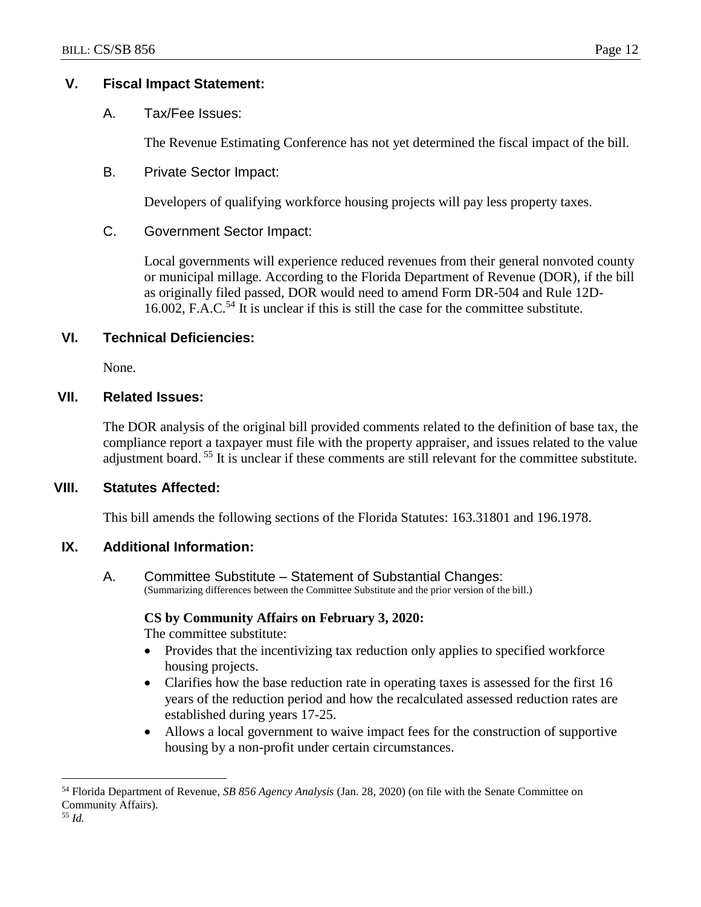## V. Fiscal Impact Statement:

### A. Tax/Fee Issues:

The Revenue Estimating Conference has not yet determined the fiscal impact of the bill.

### B. Private Sector Impact:

Developers of qualifying workforce housing projects will pay less property taxes.

### C. Government Sector Impact:

Local governments will experience reduced revenues from their general nonvoted county or municipal millage. According to the Florida Department of Revenue (DOR), if the bill as originally filed passed, DOR would need to amend Form DR-504 and Rule 12D-16.002, F.A.C.[54] It is unclear if this is still the case for the committee substitute.

## VI. Technical Deficiencies:

None.

## VII. Related Issues:

The DOR analysis of the original bill provided comments related to the definition of base tax, the compliance report a taxpayer must file with the property appraiser, and issues related to the value adjustment board.[55] It is unclear if these comments are still relevant for the committee substitute.

## VIII. Statutes Affected:

This bill amends the following sections of the Florida Statutes: 163.31801 and 196.1978.

## IX. Additional Information:

### A. Committee Substitute – Statement of Substantial Changes:

(Summarizing differences between the Committee Substitute and the prior version of the bill.)

**CS by Community Affairs on February 3, 2020:**

The committee substitute:

- Provides that the incentivizing tax reduction only applies to specified workforce housing projects.
- Clarifies how the base reduction rate in operating taxes is assessed for the first 16 years of the reduction period and how the recalculated assessed reduction rates are established during years 17-25.
- Allows a local government to waive impact fees for the construction of supportive housing by a non-profit under certain circumstances.

---

[54] Florida Department of Revenue, *SB 856 Agency Analysis* (Jan. 28, 2020) (on file with the Senate Committee on Community Affairs).

[55] *Id.*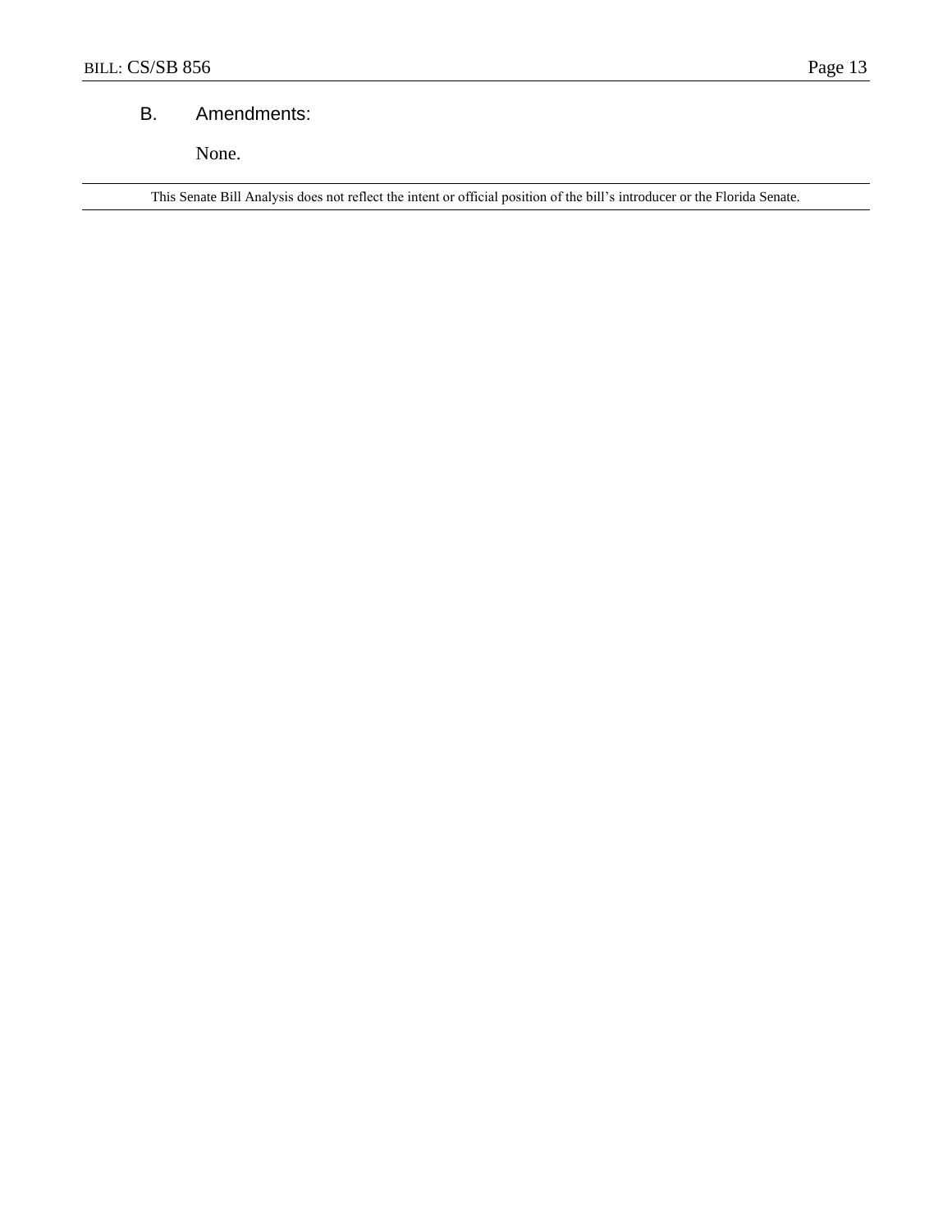## B. Amendments:

None.

This Senate Bill Analysis does not reflect the intent or official position of the bill's introducer or the Florida Senate.